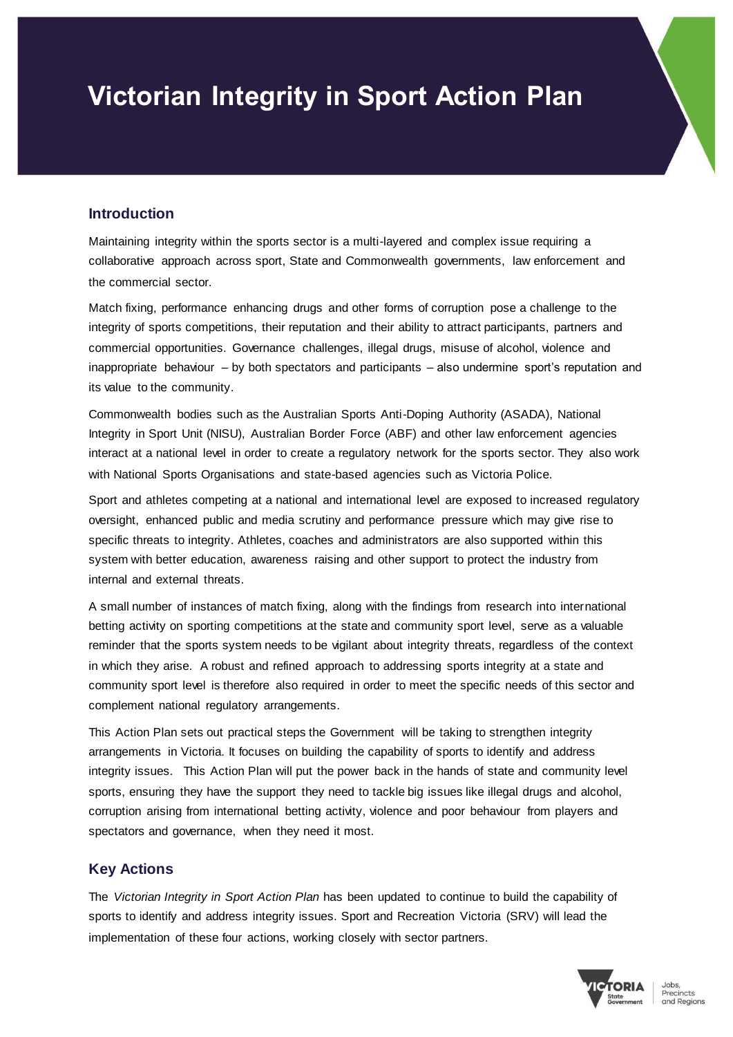# Victorian Integrity in Sport Action Plan

## Introduction

Maintaining integrity within the sports sector is a multi-layered and complex issue requiring a collaborative approach across sport, State and Commonwealth governments, law enforcement and the commercial sector.

Match fixing, performance enhancing drugs and other forms of corruption pose a challenge to the integrity of sports competitions, their reputation and their ability to attract participants, partners and commercial opportunities. Governance challenges, illegal drugs, misuse of alcohol, violence and inappropriate behaviour – by both spectators and participants – also undermine sport's reputation and its value to the community.

Commonwealth bodies such as the Australian Sports Anti-Doping Authority (ASADA), National Integrity in Sport Unit (NISU), Australian Border Force (ABF) and other law enforcement agencies interact at a national level in order to create a regulatory network for the sports sector. They also work with National Sports Organisations and state-based agencies such as Victoria Police.

Sport and athletes competing at a national and international level are exposed to increased regulatory oversight, enhanced public and media scrutiny and performance pressure which may give rise to specific threats to integrity. Athletes, coaches and administrators are also supported within this system with better education, awareness raising and other support to protect the industry from internal and external threats.

A small number of instances of match fixing, along with the findings from research into international betting activity on sporting competitions at the state and community sport level, serve as a valuable reminder that the sports system needs to be vigilant about integrity threats, regardless of the context in which they arise. A robust and refined approach to addressing sports integrity at a state and community sport level is therefore also required in order to meet the specific needs of this sector and complement national regulatory arrangements.

This Action Plan sets out practical steps the Government will be taking to strengthen integrity arrangements in Victoria. It focuses on building the capability of sports to identify and address integrity issues. This Action Plan will put the power back in the hands of state and community level sports, ensuring they have the support they need to tackle big issues like illegal drugs and alcohol, corruption arising from international betting activity, violence and poor behaviour from players and spectators and governance, when they need it most.

## Key Actions

The *Victorian Integrity in Sport Action Plan* has been updated to continue to build the capability of sports to identify and address integrity issues. Sport and Recreation Victoria (SRV) will lead the implementation of these four actions, working closely with sector partners.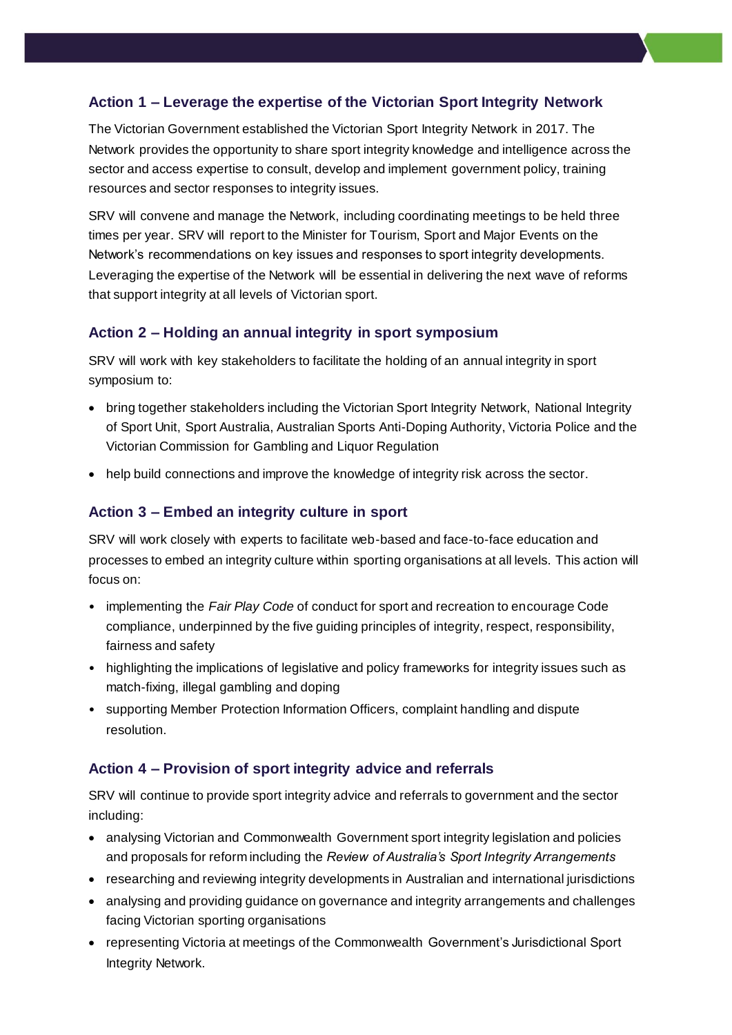### Action 1 – Leverage the expertise of the Victorian Sport Integrity Network

The Victorian Government established the Victorian Sport Integrity Network in 2017. The Network provides the opportunity to share sport integrity knowledge and intelligence across the sector and access expertise to consult, develop and implement government policy, training resources and sector responses to integrity issues.

SRV will convene and manage the Network, including coordinating meetings to be held three times per year. SRV will report to the Minister for Tourism, Sport and Major Events on the Network's recommendations on key issues and responses to sport integrity developments. Leveraging the expertise of the Network will be essential in delivering the next wave of reforms that support integrity at all levels of Victorian sport.

### Action 2 – Holding an annual integrity in sport symposium

SRV will work with key stakeholders to facilitate the holding of an annual integrity in sport symposium to:

- bring together stakeholders including the Victorian Sport Integrity Network, National Integrity of Sport Unit, Sport Australia, Australian Sports Anti-Doping Authority, Victoria Police and the Victorian Commission for Gambling and Liquor Regulation
- help build connections and improve the knowledge of integrity risk across the sector.

### Action 3 – Embed an integrity culture in sport

SRV will work closely with experts to facilitate web-based and face-to-face education and processes to embed an integrity culture within sporting organisations at all levels. This action will focus on:

- implementing the *Fair Play Code* of conduct for sport and recreation to encourage Code compliance, underpinned by the five guiding principles of integrity, respect, responsibility, fairness and safety
- highlighting the implications of legislative and policy frameworks for integrity issues such as match-fixing, illegal gambling and doping
- supporting Member Protection Information Officers, complaint handling and dispute resolution.

### Action 4 – Provision of sport integrity advice and referrals

SRV will continue to provide sport integrity advice and referrals to government and the sector including:

- analysing Victorian and Commonwealth Government sport integrity legislation and policies and proposals for reform including the *Review of Australia's Sport Integrity Arrangements*
- researching and reviewing integrity developments in Australian and international jurisdictions
- analysing and providing guidance on governance and integrity arrangements and challenges facing Victorian sporting organisations
- representing Victoria at meetings of the Commonwealth Government's Jurisdictional Sport Integrity Network.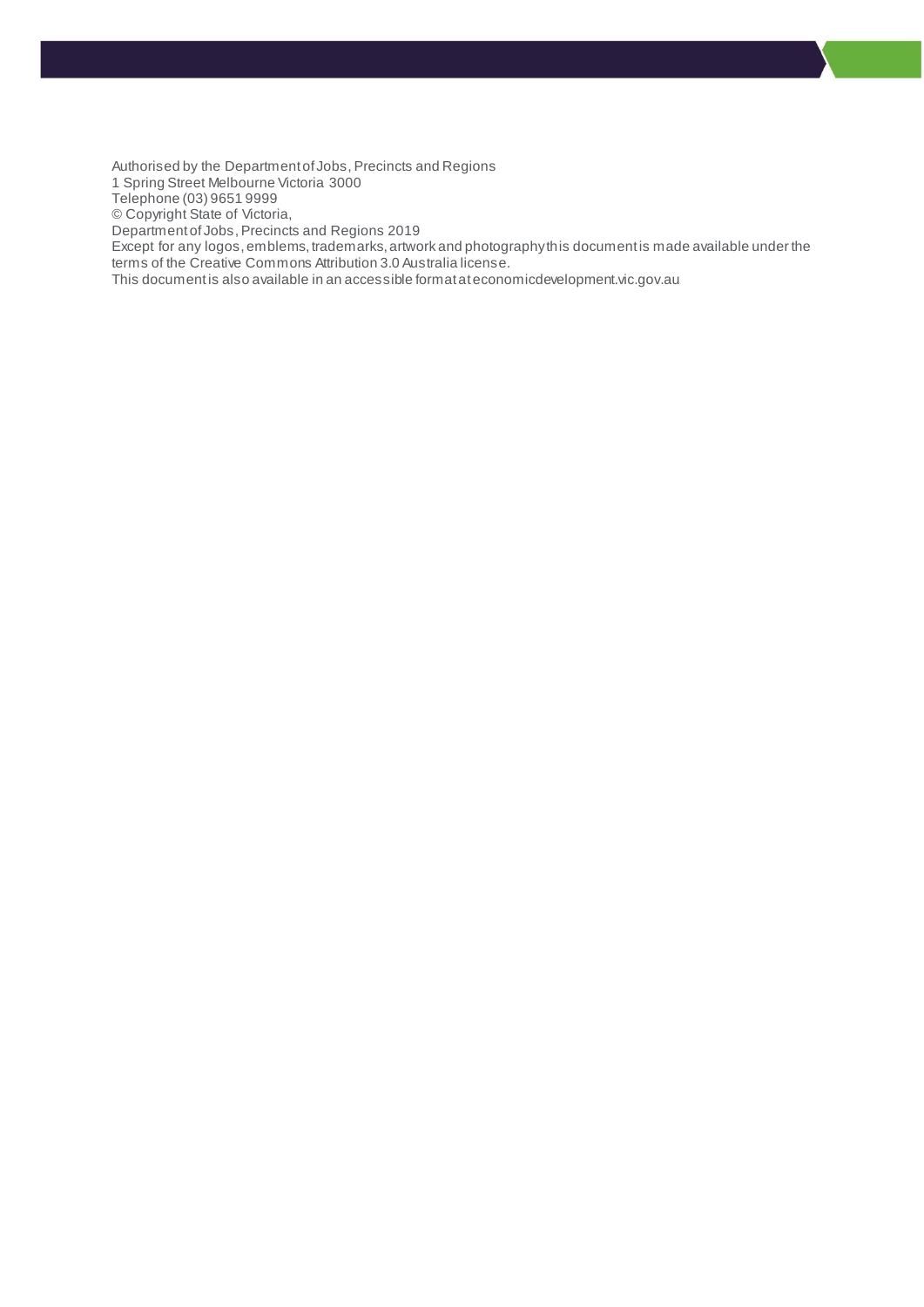Authorised by the Department of Jobs, Precincts and Regions
1 Spring Street Melbourne Victoria 3000
Telephone (03) 9651 9999
© Copyright State of Victoria,
Department of Jobs, Precincts and Regions 2019
Except for any logos, emblems, trademarks, artwork and photography this document is made available under the terms of the Creative Commons Attribution 3.0 Australia license.
This document is also available in an accessible format at economicdevelopment.vic.gov.au